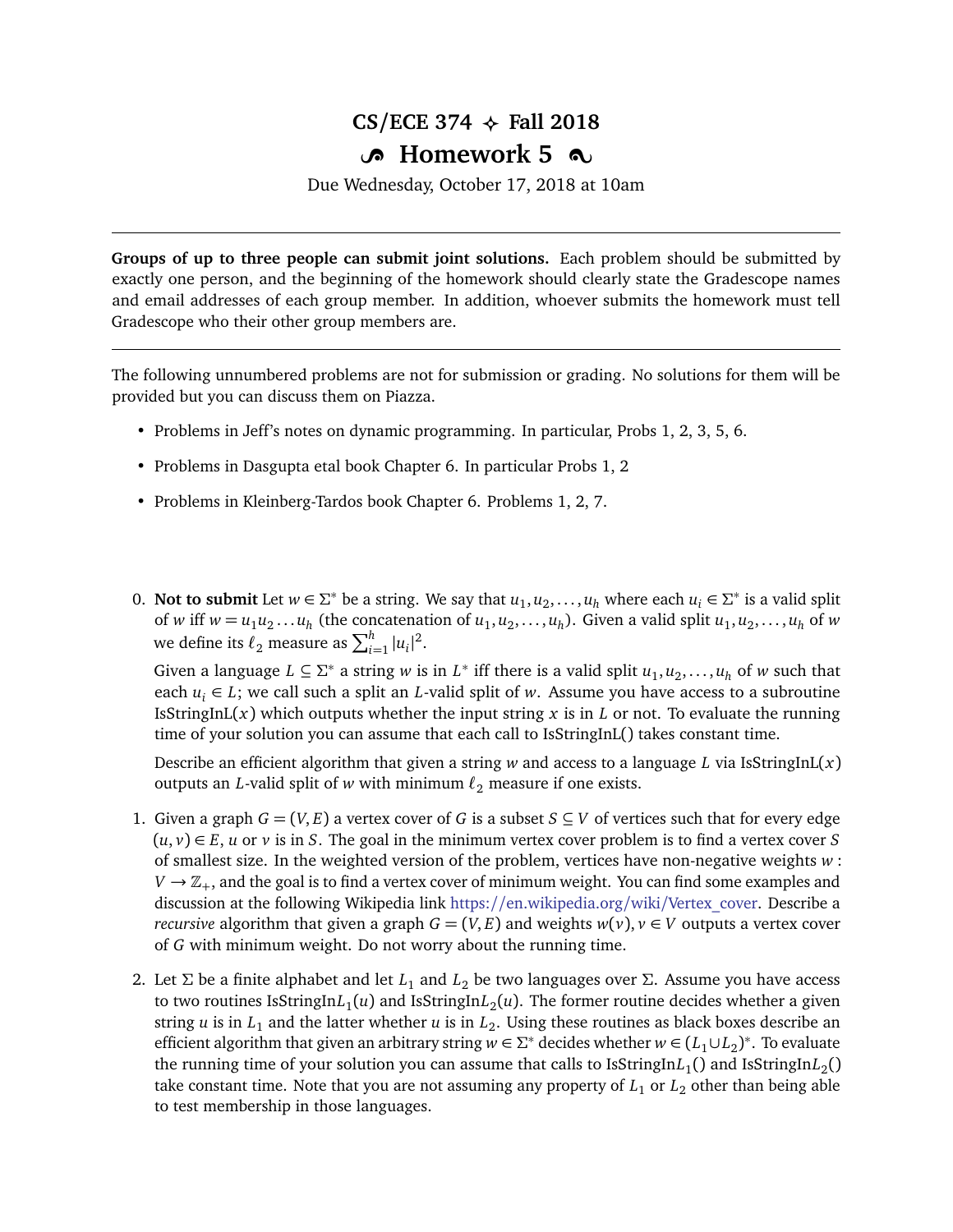# CS/ECE 374 ✧ Fall 2018

## Homework 5

Due Wednesday, October 17, 2018 at 10am

---

**Groups of up to three people can submit joint solutions.** Each problem should be submitted by exactly one person, and the beginning of the homework should clearly state the Gradescope names and email addresses of each group member. In addition, whoever submits the homework must tell Gradescope who their other group members are.

---

The following unnumbered problems are not for submission or grading. No solutions for them will be provided but you can discuss them on Piazza.

- Problems in Jeff's notes on dynamic programming. In particular, Probs 1, 2, 3, 5, 6.
- Problems in Dasgupta etal book Chapter 6. In particular Probs 1, 2
- Problems in Kleinberg-Tardos book Chapter 6. Problems 1, 2, 7.

0. **Not to submit** Let $w \in \Sigma^*$ be a string. We say that $u_1, u_2, \ldots, u_h$ where each $u_i \in \Sigma^*$ is a valid split of $w$ iff $w = u_1 u_2 \ldots u_h$ (the concatenation of $u_1, u_2, \ldots, u_h$). Given a valid split $u_1, u_2, \ldots, u_h$ of $w$ we define its $\ell_2$ measure as $\sum_{i=1}^{h} |u_i|^2$.

   Given a language $L \subseteq \Sigma^*$ a string $w$ is in $L^*$ iff there is a valid split $u_1, u_2, \ldots, u_h$ of $w$ such that each $u_i \in L$; we call such a split an $L$-valid split of $w$. Assume you have access to a subroutine IsStringInL($x$) which outputs whether the input string $x$ is in $L$ or not. To evaluate the running time of your solution you can assume that each call to IsStringInL() takes constant time.

   Describe an efficient algorithm that given a string $w$ and access to a language $L$ via IsStringInL($x$) outputs an $L$-valid split of $w$ with minimum $\ell_2$ measure if one exists.

1. Given a graph $G = (V, E)$ a vertex cover of $G$ is a subset $S \subseteq V$ of vertices such that for every edge $(u, v) \in E$, $u$ or $v$ is in $S$. The goal in the minimum vertex cover problem is to find a vertex cover $S$ of smallest size. In the weighted version of the problem, vertices have non-negative weights $w : V \to \mathbb{Z}_+$, and the goal is to find a vertex cover of minimum weight. You can find some examples and discussion at the following Wikipedia link https://en.wikipedia.org/wiki/Vertex_cover. Describe a *recursive* algorithm that given a graph $G = (V, E)$ and weights $w(v), v \in V$ outputs a vertex cover of $G$ with minimum weight. Do not worry about the running time.

2. Let $\Sigma$ be a finite alphabet and let $L_1$ and $L_2$ be two languages over $\Sigma$. Assume you have access to two routines IsStringIn$L_1$($u$) and IsStringIn$L_2$($u$). The former routine decides whether a given string $u$ is in $L_1$ and the latter whether $u$ is in $L_2$. Using these routines as black boxes describe an efficient algorithm that given an arbitrary string $w \in \Sigma^*$ decides whether $w \in (L_1 \cup L_2)^*$. To evaluate the running time of your solution you can assume that calls to IsStringIn$L_1$() and IsStringIn$L_2$() take constant time. Note that you are not assuming any property of $L_1$ or $L_2$ other than being able to test membership in those languages.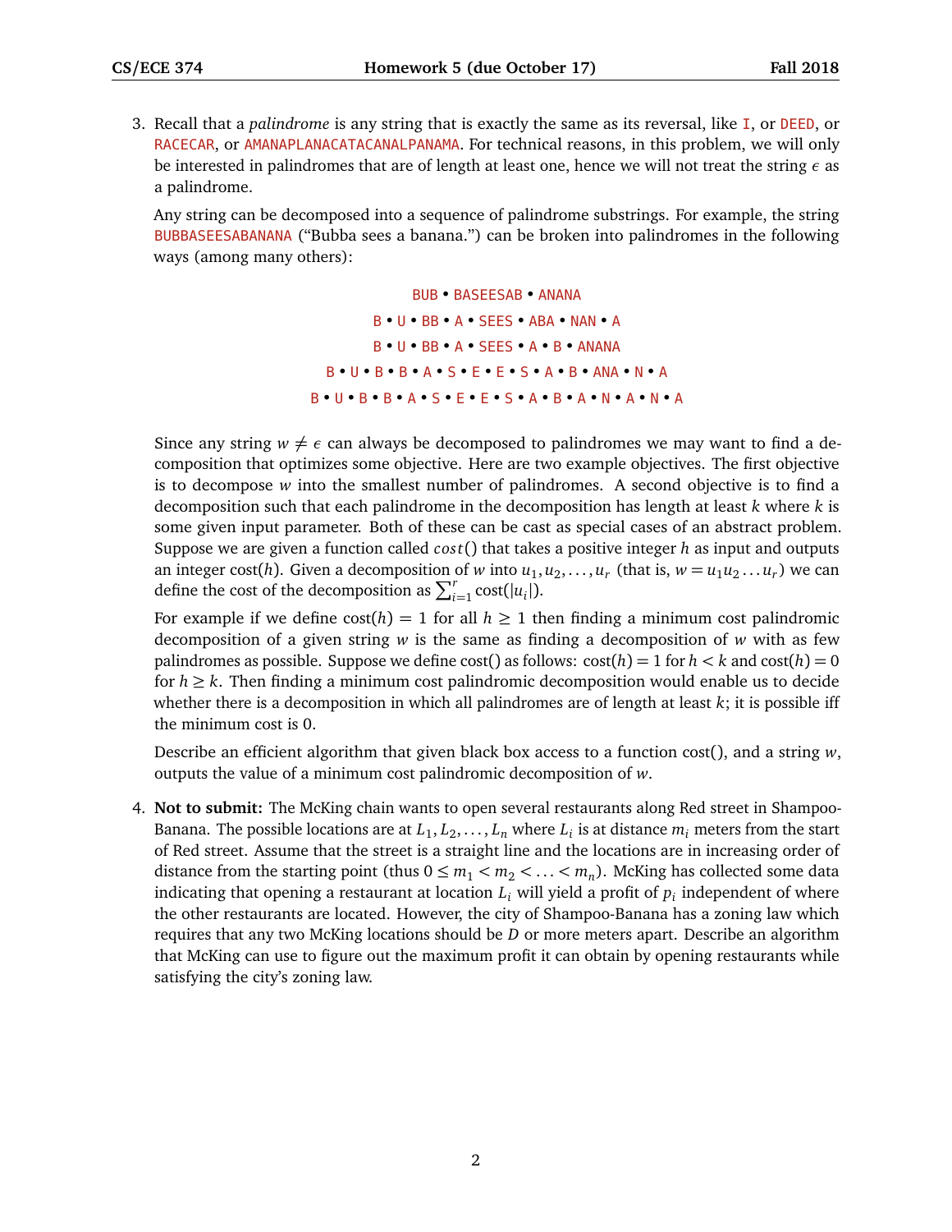3. Recall that a *palindrome* is any string that is exactly the same as its reversal, like `I`, or `DEED`, or `RACECAR`, or `AMANAPLANACATACANALPANAMA`. For technical reasons, in this problem, we will only be interested in palindromes that are of length at least one, hence we will not treat the string $\epsilon$ as a palindrome.

   Any string can be decomposed into a sequence of palindrome substrings. For example, the string `BUBBASEESABANANA` ("Bubba sees a banana.") can be broken into palindromes in the following ways (among many others):

   `BUB` • `BASEESAB` • `ANANA`
   `B` • `U` • `BB` • `A` • `SEES` • `ABA` • `NAN` • `A`
   `B` • `U` • `BB` • `A` • `SEES` • `A` • `B` • `ANANA`
   `B` • `U` • `B` • `B` • `A` • `S` • `E` • `E` • `S` • `A` • `B` • `ANA` • `N` • `A`
   `B` • `U` • `B` • `B` • `A` • `S` • `E` • `E` • `S` • `A` • `B` • `A` • `N` • `A` • `N` • `A`

   Since any string $w \neq \epsilon$ can always be decomposed to palindromes we may want to find a decomposition that optimizes some objective. Here are two example objectives. The first objective is to decompose $w$ into the smallest number of palindromes. A second objective is to find a decomposition such that each palindrome in the decomposition has length at least $k$ where $k$ is some given input parameter. Both of these can be cast as special cases of an abstract problem. Suppose we are given a function called $cost()$ that takes a positive integer $h$ as input and outputs an integer cost($h$). Given a decomposition of $w$ into $u_1, u_2, \ldots, u_r$ (that is, $w = u_1 u_2 \ldots u_r$) we can define the cost of the decomposition as $\sum_{i=1}^{r} \text{cost}(|u_i|)$.

   For example if we define cost($h$) = 1 for all $h \geq 1$ then finding a minimum cost palindromic decomposition of a given string $w$ is the same as finding a decomposition of $w$ with as few palindromes as possible. Suppose we define cost() as follows: cost($h$) = 1 for $h < k$ and cost($h$) = 0 for $h \geq k$. Then finding a minimum cost palindromic decomposition would enable us to decide whether there is a decomposition in which all palindromes are of length at least $k$; it is possible iff the minimum cost is 0.

   Describe an efficient algorithm that given black box access to a function cost(), and a string $w$, outputs the value of a minimum cost palindromic decomposition of $w$.

4. **Not to submit:** The McKing chain wants to open several restaurants along Red street in Shampoo-Banana. The possible locations are at $L_1, L_2, \ldots, L_n$ where $L_i$ is at distance $m_i$ meters from the start of Red street. Assume that the street is a straight line and the locations are in increasing order of distance from the starting point (thus $0 \leq m_1 < m_2 < \ldots < m_n$). McKing has collected some data indicating that opening a restaurant at location $L_i$ will yield a profit of $p_i$ independent of where the other restaurants are located. However, the city of Shampoo-Banana has a zoning law which requires that any two McKing locations should be $D$ or more meters apart. Describe an algorithm that McKing can use to figure out the maximum profit it can obtain by opening restaurants while satisfying the city's zoning law.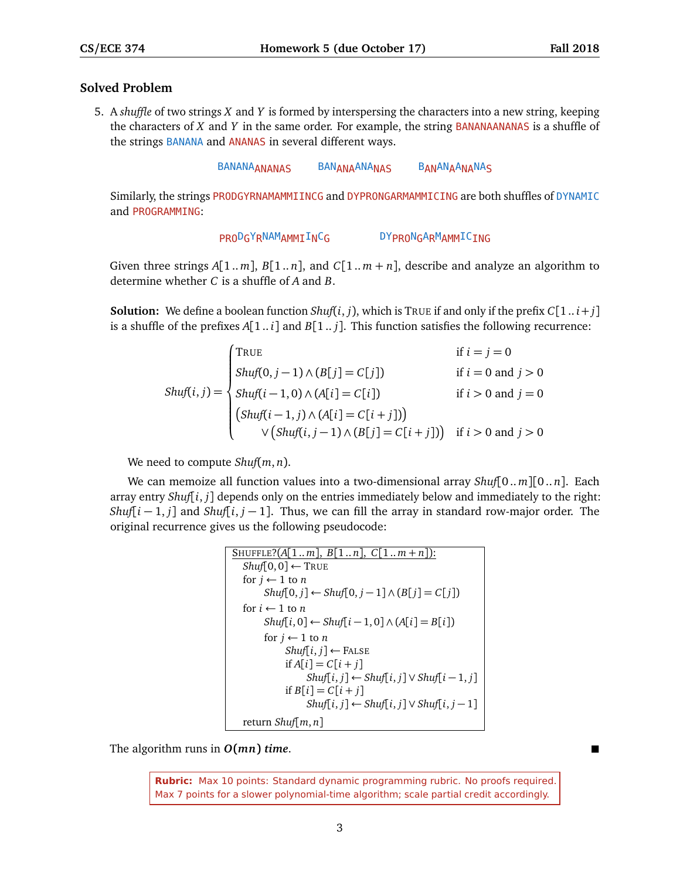## Solved Problem

5. A *shuffle* of two strings $X$ and $Y$ is formed by interspersing the characters into a new string, keeping the characters of $X$ and $Y$ in the same order. For example, the string BANANAANANAS is a shuffle of the strings BANANA and ANANAS in several different ways.

   BANANA<sub>ANANAS</sub>     BAN<sub>ANA</sub>ANA<sub>NAS</sub>     B<sub>AN</sub>AN<sub>A</sub>A<sub>NA</sub>NA<sub>S</sub>

   Similarly, the strings PRODGYRNAMAMMIINCG and DYPRONGARMAMMICING are both shuffles of DYNAMIC and PROGRAMMING:

   PRODGYRNAMAMMIINCG     DYPRONGARMAMMICING

   Given three strings $A[1..m]$, $B[1..n]$, and $C[1..m+n]$, describe and analyze an algorithm to determine whether $C$ is a shuffle of $A$ and $B$.

**Solution:** We define a boolean function $Shuf(i,j)$, which is TRUE if and only if the prefix $C[1..i+j]$ is a shuffle of the prefixes $A[1..i]$ and $B[1..j]$. This function satisfies the following recurrence:

$$
Shuf(i,j) = \begin{cases}
\text{TRUE} & \text{if } i = j = 0 \\
Shuf(0, j-1) \wedge (B[j] = C[j]) & \text{if } i = 0 \text{ and } j > 0 \\
Shuf(i-1, 0) \wedge (A[i] = C[i]) & \text{if } i > 0 \text{ and } j = 0 \\
\big(Shuf(i-1,j) \wedge (A[i] = C[i+j])\big) & \\
\quad \vee \big(Shuf(i,j-1) \wedge (B[j] = C[i+j])\big) & \text{if } i > 0 \text{ and } j > 0
\end{cases}
$$

We need to compute $Shuf(m,n)$.

We can memoize all function values into a two-dimensional array $Shuf[0..m][0..n]$. Each array entry $Shuf[i,j]$ depends only on the entries immediately below and immediately to the right: $Shuf[i-1,j]$ and $Shuf[i,j-1]$. Thus, we can fill the array in standard row-major order. The original recurrence gives us the following pseudocode:

```
SHUFFLE?(A[1..m], B[1..n], C[1..m+n]):
  Shuf[0,0] ← TRUE
  for j ← 1 to n
      Shuf[0,j] ← Shuf[0,j−1] ∧ (B[j] = C[j])
  for i ← 1 to n
      Shuf[i,0] ← Shuf[i−1,0] ∧ (A[i] = B[i])
      for j ← 1 to n
          Shuf[i,j] ← FALSE
          if A[i] = C[i+j]
              Shuf[i,j] ← Shuf[i,j] ∨ Shuf[i−1,j]
          if B[i] = C[i+j]
              Shuf[i,j] ← Shuf[i,j] ∨ Shuf[i,j−1]
  return Shuf[m,n]
```

The algorithm runs in ***O(mn)* time**. ■

**Rubric:** Max 10 points: Standard dynamic programming rubric. No proofs required. Max 7 points for a slower polynomial-time algorithm; scale partial credit accordingly.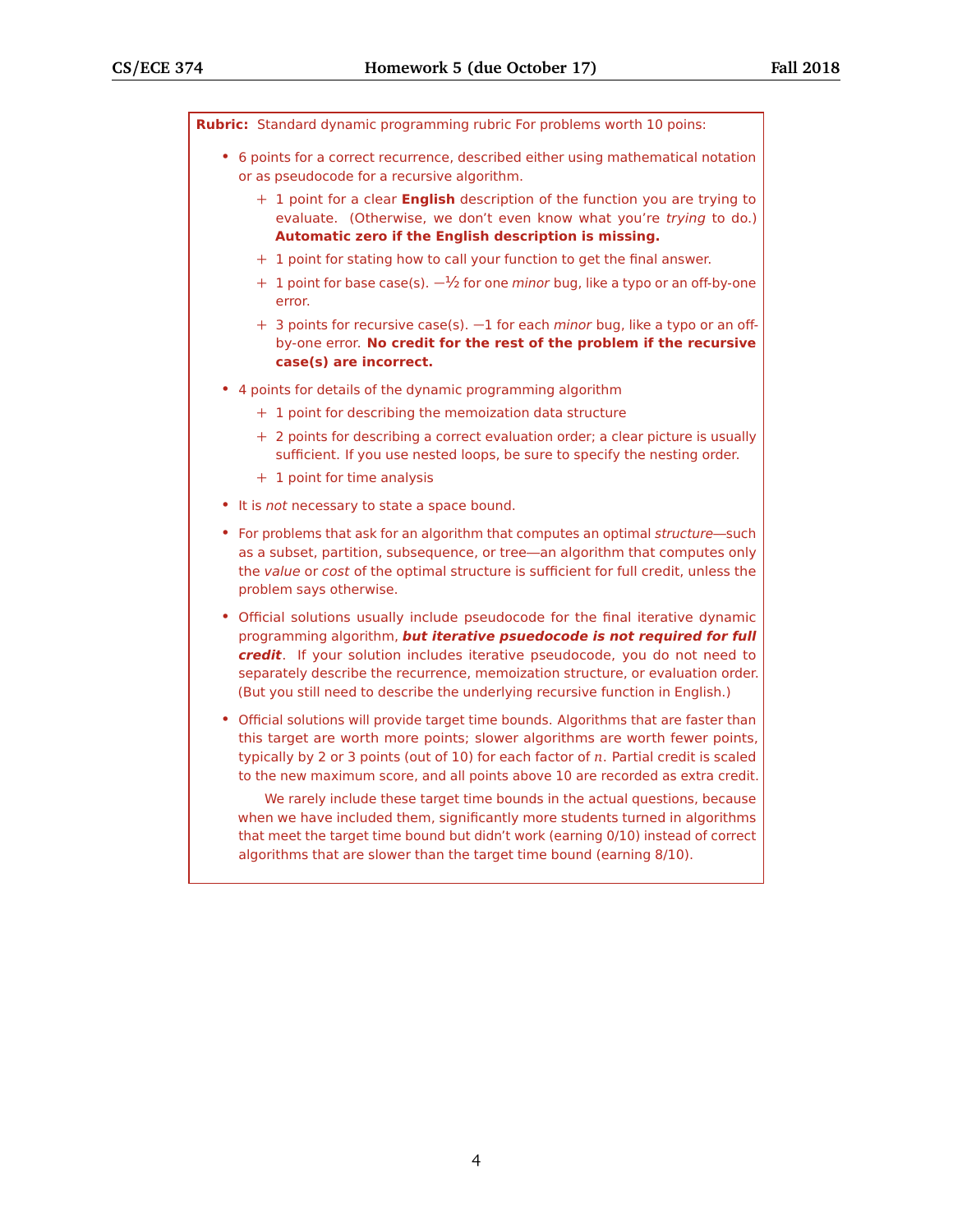**Rubric:** Standard dynamic programming rubric For problems worth 10 poins:

- 6 points for a correct recurrence, described either using mathematical notation or as pseudocode for a recursive algorithm.
  - + 1 point for a clear **English** description of the function you are trying to evaluate. (Otherwise, we don't even know what you're *trying* to do.) **Automatic zero if the English description is missing.**
  - + 1 point for stating how to call your function to get the final answer.
  - + 1 point for base case(s). −½ for one *minor* bug, like a typo or an off-by-one error.
  - + 3 points for recursive case(s). −1 for each *minor* bug, like a typo or an off-by-one error. **No credit for the rest of the problem if the recursive case(s) are incorrect.**
- 4 points for details of the dynamic programming algorithm
  - + 1 point for describing the memoization data structure
  - + 2 points for describing a correct evaluation order; a clear picture is usually sufficient. If you use nested loops, be sure to specify the nesting order.
  - + 1 point for time analysis
- It is *not* necessary to state a space bound.
- For problems that ask for an algorithm that computes an optimal *structure*—such as a subset, partition, subsequence, or tree—an algorithm that computes only the *value* or *cost* of the optimal structure is sufficient for full credit, unless the problem says otherwise.
- Official solutions usually include pseudocode for the final iterative dynamic programming algorithm, ***but iterative psuedocode is not required for full credit***. If your solution includes iterative pseudocode, you do not need to separately describe the recurrence, memoization structure, or evaluation order. (But you still need to describe the underlying recursive function in English.)
- Official solutions will provide target time bounds. Algorithms that are faster than this target are worth more points; slower algorithms are worth fewer points, typically by 2 or 3 points (out of 10) for each factor of $n$. Partial credit is scaled to the new maximum score, and all points above 10 are recorded as extra credit.

  We rarely include these target time bounds in the actual questions, because when we have included them, significantly more students turned in algorithms that meet the target time bound but didn't work (earning 0/10) instead of correct algorithms that are slower than the target time bound (earning 8/10).